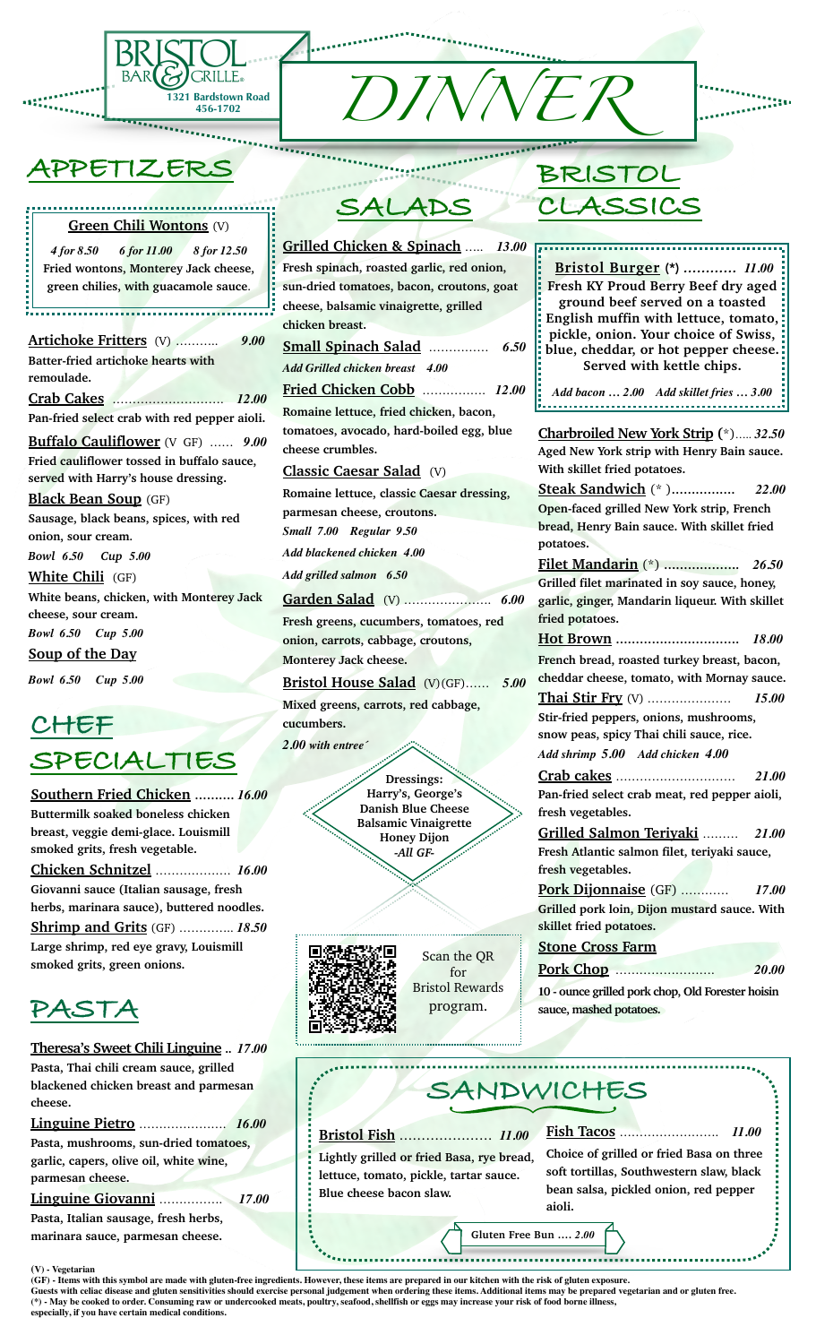# BRISTOL BAR & GRILLE

1321 Bardstown Road
456-1702

# DINNER

## APPETIZERS

**Green Chili Wontons** (V)

*4 for 8.50 6 for 11.00 8 for 12.50*

Fried wontons, Monterey Jack cheese, green chilies, with guacamole sauce.

**Artichoke Fritters** (V) .......... *9.00*

Batter-fried artichoke hearts with remoulade.

**Crab Cakes** ............................ *12.00*

Pan-fried select crab with red pepper aioli.

**Buffalo Cauliflower** (V GF) ...... *9.00*

Fried cauliflower tossed in buffalo sauce, served with Harry's house dressing.

**Black Bean Soup** (GF)

Sausage, black beans, spices, with red onion, sour cream.

*Bowl 6.50 Cup 5.00*

**White Chili** (GF)

White beans, chicken, with Monterey Jack cheese, sour cream.

*Bowl 6.50 Cup 5.00*

**Soup of the Day**

*Bowl 6.50 Cup 5.00*

## CHEF SPECIALTIES

**Southern Fried Chicken** .......... *16.00*

Buttermilk soaked boneless chicken breast, veggie demi-glace. Louismill smoked grits, fresh vegetable.

**Chicken Schnitzel** ................... *16.00*

Giovanni sauce (Italian sausage, fresh herbs, marinara sauce), buttered noodles.

**Shrimp and Grits** (GF) ............. *18.50*

Large shrimp, red eye gravy, Louismill smoked grits, green onions.

## PASTA

**Theresa's Sweet Chili Linguine** .. *17.00*

Pasta, Thai chili cream sauce, grilled blackened chicken breast and parmesan cheese.

**Linguine Pietro** ...................... *16.00*

Pasta, mushrooms, sun-dried tomatoes, garlic, capers, olive oil, white wine, parmesan cheese.

**Linguine Giovanni** ................ *17.00*

Pasta, Italian sausage, fresh herbs, marinara sauce, parmesan cheese.

## SALADS

**Grilled Chicken & Spinach** ..... *13.00*

Fresh spinach, roasted garlic, red onion, sun-dried tomatoes, bacon, croutons, goat cheese, balsamic vinaigrette, grilled chicken breast.

**Small Spinach Salad** ............... *6.50*

*Add Grilled chicken breast 4.00*

**Fried Chicken Cobb** ................ *12.00*

Romaine lettuce, fried chicken, bacon, tomatoes, avocado, hard-boiled egg, blue cheese crumbles.

**Classic Caesar Salad** (V)

Romaine lettuce, classic Caesar dressing, parmesan cheese, croutons.

*Small 7.00 Regular 9.50*

*Add blackened chicken 4.00*

*Add grilled salmon 6.50*

**Garden Salad** (V) ...................... *6.00*

Fresh greens, cucumbers, tomatoes, red onion, carrots, cabbage, croutons, Monterey Jack cheese.

**Bristol House Salad** (V)(GF)...... *5.00*

Mixed greens, carrots, red cabbage, cucumbers.

*2.00 with entreé*

**Dressings:**
Harry's, George's
Danish Blue Cheese
Balsamic Vinaigrette
Honey Dijon
*-All GF-*

Scan the QR for Bristol Rewards program.

## BRISTOL CLASSICS

**Bristol Burger** (*) ............ *11.00*

Fresh KY Proud Berry Beef dry aged ground beef served on a toasted English muffin with lettuce, tomato, pickle, onion. Your choice of Swiss, blue, cheddar, or hot pepper cheese. Served with kettle chips.

*Add bacon … 2.00 Add skillet fries … 3.00*

**Charbroiled New York Strip** (*)..... *32.50*

Aged New York strip with Henry Bain sauce. With skillet fried potatoes.

**Steak Sandwich** (* )................ *22.00*

Open-faced grilled New York strip, French bread, Henry Bain sauce. With skillet fried potatoes.

**Filet Mandarin** (*) .................. *26.50*

Grilled filet marinated in soy sauce, honey, garlic, ginger, Mandarin liqueur. With skillet fried potatoes.

**Hot Brown** .............................. *18.00*

French bread, roasted turkey breast, bacon, cheddar cheese, tomato, with Mornay sauce.

**Thai Stir Fry** (V) ..................... *15.00*

Stir-fried peppers, onions, mushrooms, snow peas, spicy Thai chili sauce, rice.

*Add shrimp 5.00 Add chicken 4.00*

**Crab cakes** ............................. *21.00*

Pan-fried select crab meat, red pepper aioli, fresh vegetables.

**Grilled Salmon Teriyaki** ......... *21.00*

Fresh Atlantic salmon filet, teriyaki sauce, fresh vegetables.

**Pork Dijonnaise** (GF) ........... *17.00*

Grilled pork loin, Dijon mustard sauce. With skillet fried potatoes.

**Stone Cross Farm Pork Chop** ......................... *20.00*

10 - ounce grilled pork chop, Old Forester hoisin sauce, mashed potatoes.

## SANDWICHES

**Bristol Fish** ..................... *11.00*

Lightly grilled or fried Basa, rye bread, lettuce, tomato, pickle, tartar sauce. Blue cheese bacon slaw.

**Fish Tacos** ......................... *11.00*

Choice of grilled or fried Basa on three soft tortillas, Southwestern slaw, black bean salsa, pickled onion, red pepper aioli.

Gluten Free Bun .... *2.00*

---

(V) - Vegetarian

(GF) - Items with this symbol are made with gluten-free ingredients. However, these items are prepared in our kitchen with the risk of gluten exposure. Guests with celiac disease and gluten sensitivities should exercise personal judgement when ordering these items. Additional items may be prepared vegetarian and or gluten free.

(*) - May be cooked to order. Consuming raw or undercooked meats, poultry, seafood, shellfish or eggs may increase your risk of food borne illness, especially, if you have certain medical conditions.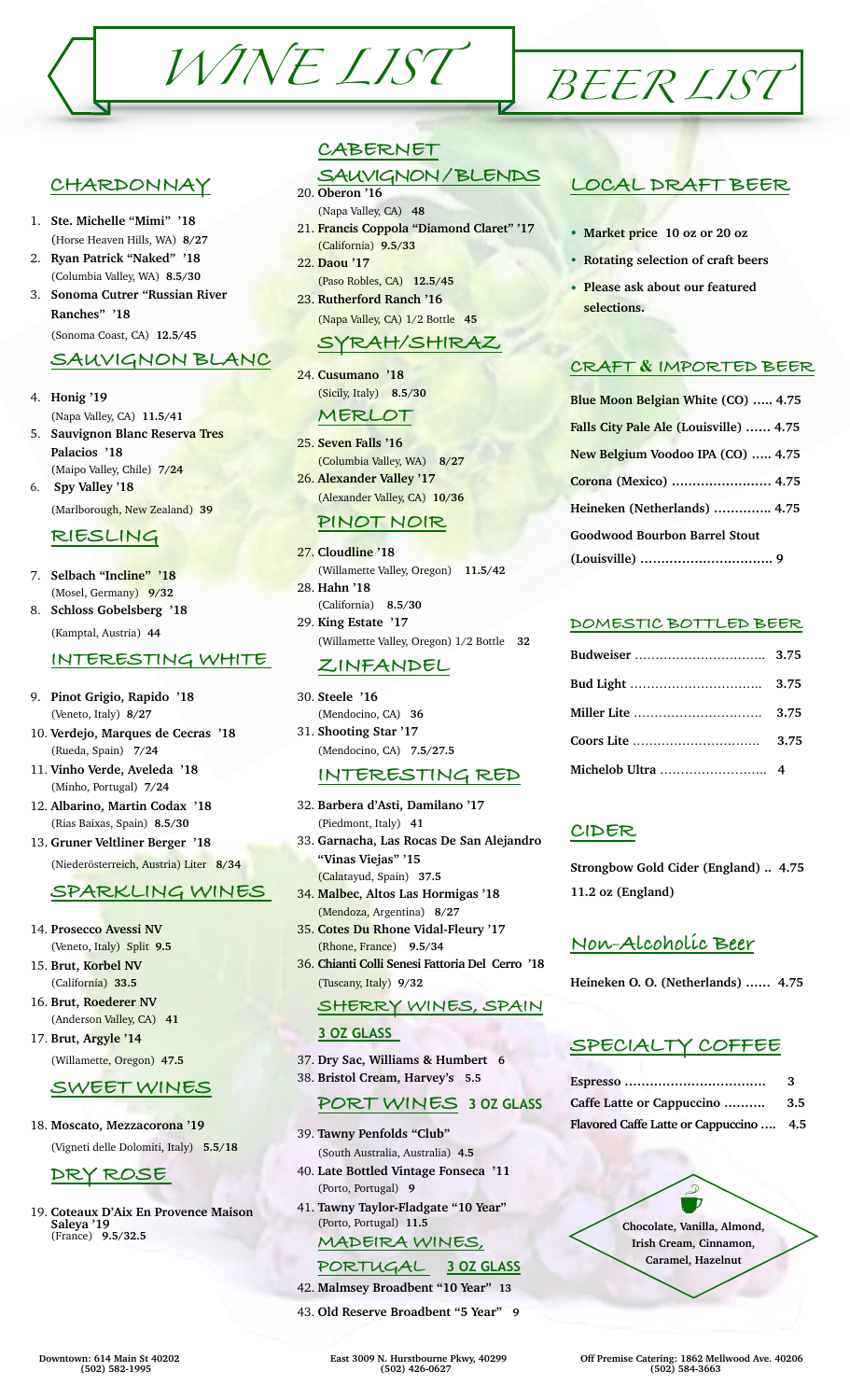# WINE LIST

# BEER LIST

## CHARDONNAY

1. **Ste. Michelle "Mimi" '18**
   (Horse Heaven Hills, WA) **8/27**
2. **Ryan Patrick "Naked" '18**
   (Columbia Valley, WA) **8.5/30**
3. **Sonoma Cutrer "Russian River Ranches" '18**
   (Sonoma Coast, CA) **12.5/45**

## SAUVIGNON BLANC

4. **Honig '19**
   (Napa Valley, CA) **11.5/41**
5. **Sauvignon Blanc Reserva Tres Palacios '18**
   (Maipo Valley, Chile) **7/24**
6. **Spy Valley '18**
   (Marlborough, New Zealand) **39**

## RIESLING

7. **Selbach "Incline" '18**
   (Mosel, Germany) **9/32**
8. **Schloss Gobelsberg '18**
   (Kamptal, Austria) **44**

## INTERESTING WHITE

9. **Pinot Grigio, Rapido '18**
   (Veneto, Italy) **8/27**
10. **Verdejo, Marques de Cecras '18**
    (Rueda, Spain) **7/24**
11. **Vinho Verde, Aveleda '18**
    (Minho, Portugal) **7/24**
12. **Albarino, Martin Codax '18**
    (Rias Baixas, Spain) **8.5/30**
13. **Gruner Veltliner Berger '18**
    (Niederösterreich, Austria) Liter **8/34**

## SPARKLING WINES

14. **Prosecco Avessi NV**
    (Veneto, Italy) Split **9.5**
15. **Brut, Korbel NV**
    (California) **33.5**
16. **Brut, Roederer NV**
    (Anderson Valley, CA) **41**
17. **Brut, Argyle '14**
    (Willamette, Oregon) **47.5**

## SWEET WINES

18. **Moscato, Mezzacorona '19**
    (Vigneti delle Dolomiti, Italy) **5.5/18**

## DRY ROSE

19. **Coteaux D'Aix En Provence Maison Saleya '19**
    (France) **9.5/32.5**

## CABERNET SAUVIGNON/BLENDS

20. **Oberon '16**
    (Napa Valley, CA) **48**
21. **Francis Coppola "Diamond Claret" '17**
    (California) **9.5/33**
22. **Daou '17**
    (Paso Robles, CA) **12.5/45**
23. **Rutherford Ranch '16**
    (Napa Valley, CA) 1/2 Bottle **45**

## SYRAH/SHIRAZ

24. **Cusumano '18**
    (Sicily, Italy) **8.5/30**

## MERLOT

25. **Seven Falls '16**
    (Columbia Valley, WA) **8/27**
26. **Alexander Valley '17**
    (Alexander Valley, CA) **10/36**

## PINOT NOIR

27. **Cloudline '18**
    (Willamette Valley, Oregon) **11.5/42**
28. **Hahn '18**
    (California) **8.5/30**
29. **King Estate '17**
    (Willamette Valley, Oregon) 1/2 Bottle **32**

## ZINFANDEL

30. **Steele '16**
    (Mendocino, CA) **36**
31. **Shooting Star '17**
    (Mendocino, CA) **7.5/27.5**

## INTERESTING RED

32. **Barbera d'Asti, Damilano '17**
    (Piedmont, Italy) **41**
33. **Garnacha, Las Rocas De San Alejandro "Vinas Viejas" '15**
    (Calatayud, Spain) **37.5**
34. **Malbec, Altos Las Hormigas '18**
    (Mendoza, Argentina) **8/27**
35. **Cotes Du Rhone Vidal-Fleury '17**
    (Rhone, France) **9.5/34**
36. **Chianti Colli Senesi Fattoria Del Cerro '18**
    (Tuscany, Italy) **9/32**

## SHERRY WINES, SPAIN

**3 OZ GLASS**

37. **Dry Sac, Williams & Humbert 6**
38. **Bristol Cream, Harvey's 5.5**

## PORT WINES 3 OZ GLASS

39. **Tawny Penfolds "Club"**
    (South Australia, Australia) **4.5**
40. **Late Bottled Vintage Fonseca '11**
    (Porto, Portugal) **9**
41. **Tawny Taylor-Fladgate "10 Year"**
    (Porto, Portugal) **11.5**

## MADEIRA WINES, PORTUGAL 3 OZ GLASS

42. **Malmsey Broadbent "10 Year" 13**
43. **Old Reserve Broadbent "5 Year" 9**

## LOCAL DRAFT BEER

- **Market price 10 oz or 20 oz**
- **Rotating selection of craft beers**
- **Please ask about our featured selections.**

## CRAFT & IMPORTED BEER

**Blue Moon Belgian White (CO) ..... 4.75**
**Falls City Pale Ale (Louisville) ...... 4.75**
**New Belgium Voodoo IPA (CO) ..... 4.75**
**Corona (Mexico) ........................ 4.75**
**Heineken (Netherlands) .............. 4.75**
**Goodwood Bourbon Barrel Stout (Louisville) ................................ 9**

## DOMESTIC BOTTLED BEER

**Budweiser ................................ 3.75**
**Bud Light ................................ 3.75**
**Miller Lite ............................... 3.75**
**Coors Lite ............................... 3.75**
**Michelob Ultra .......................... 4**

## CIDER

**Strongbow Gold Cider (England) .. 4.75**
**11.2 oz (England)**

## Non-Alcoholic Beer

**Heineken O. O. (Netherlands) ...... 4.75**

## SPECIALTY COFFEE

**Espresso .................................. 3**
**Caffe Latte or Cappuccino .......... 3.5**
**Flavored Caffe Latte or Cappuccino .... 4.5**

**Chocolate, Vanilla, Almond, Irish Cream, Cinnamon, Caramel, Hazelnut**

**Downtown: 614 Main St 40202**
**(502) 582-1995**

**East 3009 N. Hurstbourne Pkwy, 40299**
**(502) 426-0627**

**Off Premise Catering: 1862 Mellwood Ave. 40206**
**(502) 584-3663**